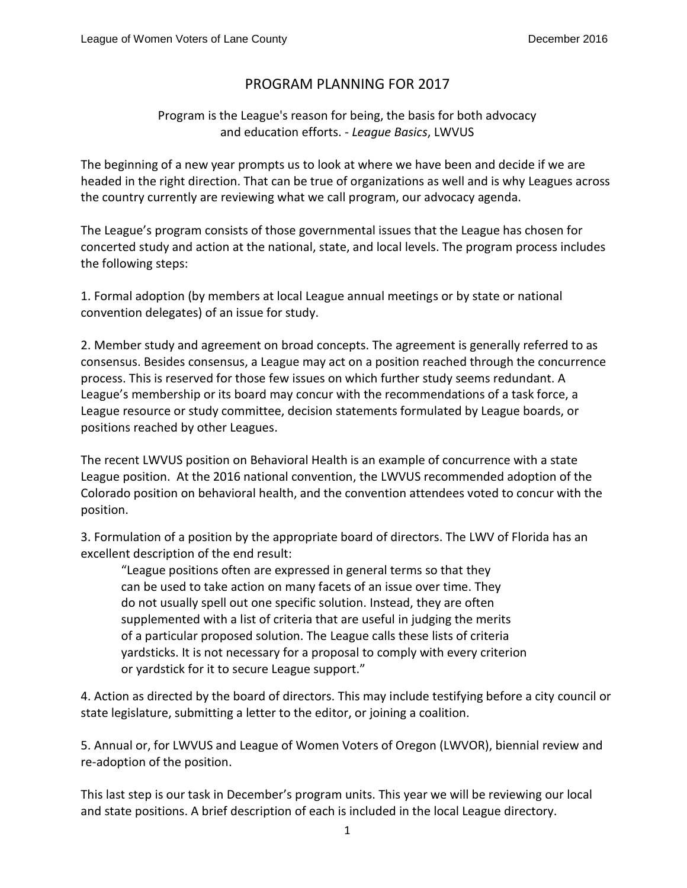# PROGRAM PLANNING FOR 2017

Program is the League's reason for being, the basis for both advocacy and education efforts. - *League Basics*, LWVUS

The beginning of a new year prompts us to look at where we have been and decide if we are headed in the right direction. That can be true of organizations as well and is why Leagues across the country currently are reviewing what we call program, our advocacy agenda.

The League's program consists of those governmental issues that the League has chosen for concerted study and action at the national, state, and local levels. The program process includes the following steps:

1. Formal adoption (by members at local League annual meetings or by state or national convention delegates) of an issue for study.

2. Member study and agreement on broad concepts. The agreement is generally referred to as consensus. Besides consensus, a League may act on a position reached through the concurrence process. This is reserved for those few issues on which further study seems redundant. A League's membership or its board may concur with the recommendations of a task force, a League resource or study committee, decision statements formulated by League boards, or positions reached by other Leagues.

The recent LWVUS position on Behavioral Health is an example of concurrence with a state League position. At the 2016 national convention, the LWVUS recommended adoption of the Colorado position on behavioral health, and the convention attendees voted to concur with the position.

3. Formulation of a position by the appropriate board of directors. The LWV of Florida has an excellent description of the end result:

> "League positions often are expressed in general terms so that they can be used to take action on many facets of an issue over time. They do not usually spell out one specific solution. Instead, they are often supplemented with a list of criteria that are useful in judging the merits of a particular proposed solution. The League calls these lists of criteria yardsticks. It is not necessary for a proposal to comply with every criterion or yardstick for it to secure League support."

4. Action as directed by the board of directors. This may include testifying before a city council or state legislature, submitting a letter to the editor, or joining a coalition.

5. Annual or, for LWVUS and League of Women Voters of Oregon (LWVOR), biennial review and re-adoption of the position.

This last step is our task in December's program units. This year we will be reviewing our local and state positions. A brief description of each is included in the local League directory.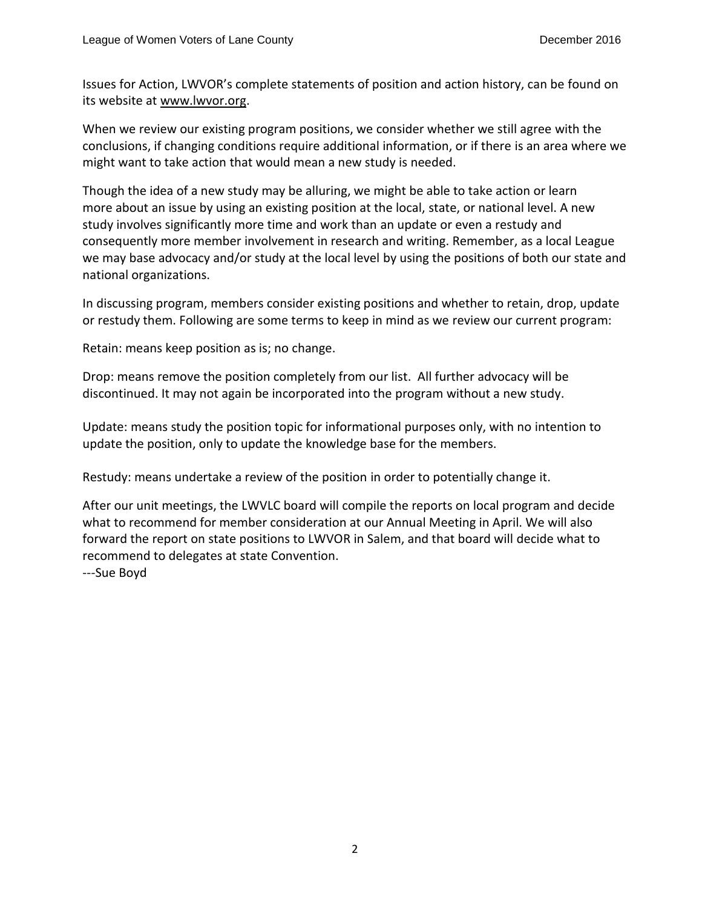Issues for Action, LWVOR's complete statements of position and action history, can be found on its website at www.lwvor.org.

When we review our existing program positions, we consider whether we still agree with the conclusions, if changing conditions require additional information, or if there is an area where we might want to take action that would mean a new study is needed.

Though the idea of a new study may be alluring, we might be able to take action or learn more about an issue by using an existing position at the local, state, or national level. A new study involves significantly more time and work than an update or even a restudy and consequently more member involvement in research and writing. Remember, as a local League we may base advocacy and/or study at the local level by using the positions of both our state and national organizations.

In discussing program, members consider existing positions and whether to retain, drop, update or restudy them. Following are some terms to keep in mind as we review our current program:

Retain: means keep position as is; no change.

Drop: means remove the position completely from our list. All further advocacy will be discontinued. It may not again be incorporated into the program without a new study.

Update: means study the position topic for informational purposes only, with no intention to update the position, only to update the knowledge base for the members.

Restudy: means undertake a review of the position in order to potentially change it.

After our unit meetings, the LWVLC board will compile the reports on local program and decide what to recommend for member consideration at our Annual Meeting in April. We will also forward the report on state positions to LWVOR in Salem, and that board will decide what to recommend to delegates at state Convention.
---Sue Boyd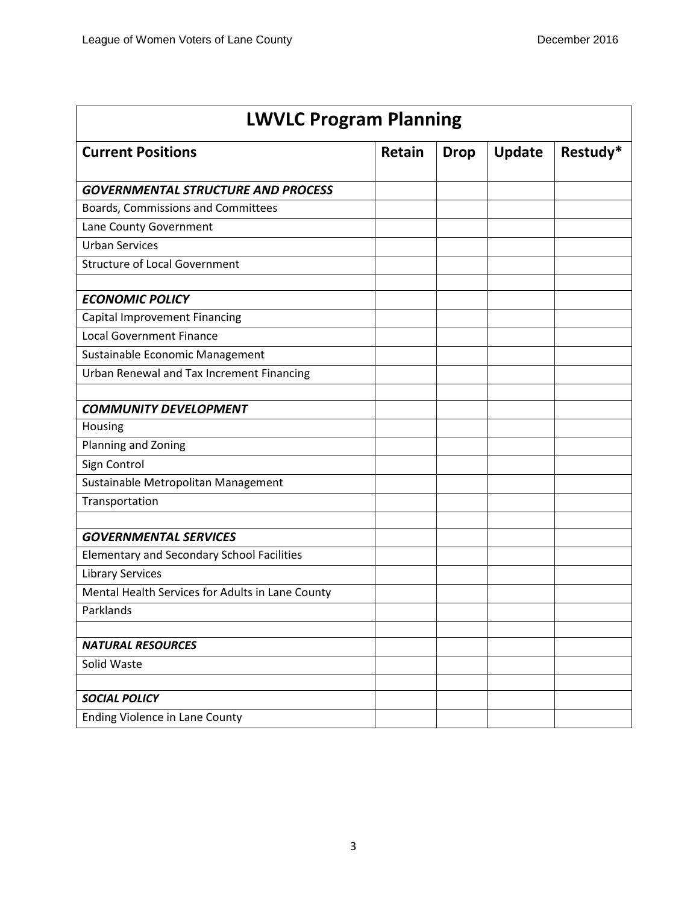| LWVLC Program Planning | | | | |
|---|---|---|---|---|
| **Current Positions** | **Retain** | **Drop** | **Update** | **Restudy*** |
| ***GOVERNMENTAL STRUCTURE AND PROCESS*** | | | | |
| Boards, Commissions and Committees | | | | |
| Lane County Government | | | | |
| Urban Services | | | | |
| Structure of Local Government | | | | |
| | | | | |
| ***ECONOMIC POLICY*** | | | | |
| Capital Improvement Financing | | | | |
| Local Government Finance | | | | |
| Sustainable Economic Management | | | | |
| Urban Renewal and Tax Increment Financing | | | | |
| | | | | |
| ***COMMUNITY DEVELOPMENT*** | | | | |
| Housing | | | | |
| Planning and Zoning | | | | |
| Sign Control | | | | |
| Sustainable Metropolitan Management | | | | |
| Transportation | | | | |
| | | | | |
| ***GOVERNMENTAL SERVICES*** | | | | |
| Elementary and Secondary School Facilities | | | | |
| Library Services | | | | |
| Mental Health Services for Adults in Lane County | | | | |
| Parklands | | | | |
| | | | | |
| ***NATURAL RESOURCES*** | | | | |
| Solid Waste | | | | |
| | | | | |
| ***SOCIAL POLICY*** | | | | |
| Ending Violence in Lane County | | | | |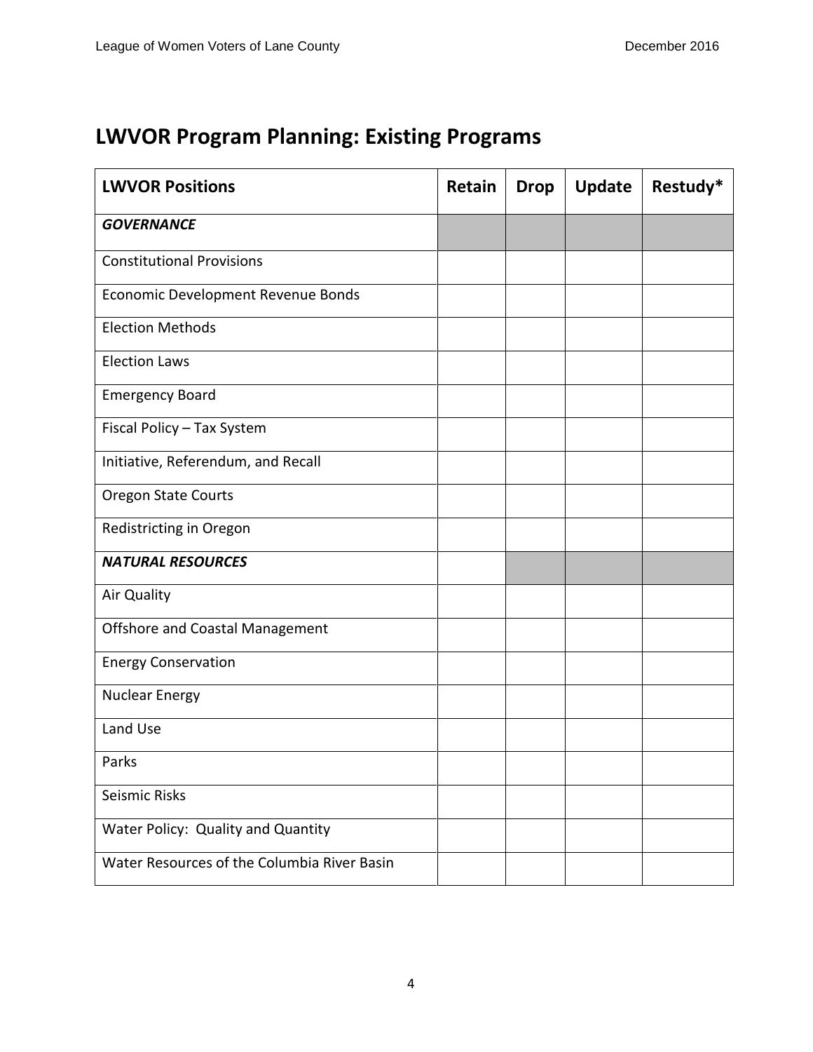## LWVOR Program Planning: Existing Programs

| LWVOR Positions | Retain | Drop | Update | Restudy* |
| --- | --- | --- | --- | --- |
| ***GOVERNANCE*** | | | | |
| Constitutional Provisions | | | | |
| Economic Development Revenue Bonds | | | | |
| Election Methods | | | | |
| Election Laws | | | | |
| Emergency Board | | | | |
| Fiscal Policy – Tax System | | | | |
| Initiative, Referendum, and Recall | | | | |
| Oregon State Courts | | | | |
| Redistricting in Oregon | | | | |
| ***NATURAL RESOURCES*** | | | | |
| Air Quality | | | | |
| Offshore and Coastal Management | | | | |
| Energy Conservation | | | | |
| Nuclear Energy | | | | |
| Land Use | | | | |
| Parks | | | | |
| Seismic Risks | | | | |
| Water Policy: Quality and Quantity | | | | |
| Water Resources of the Columbia River Basin | | | | |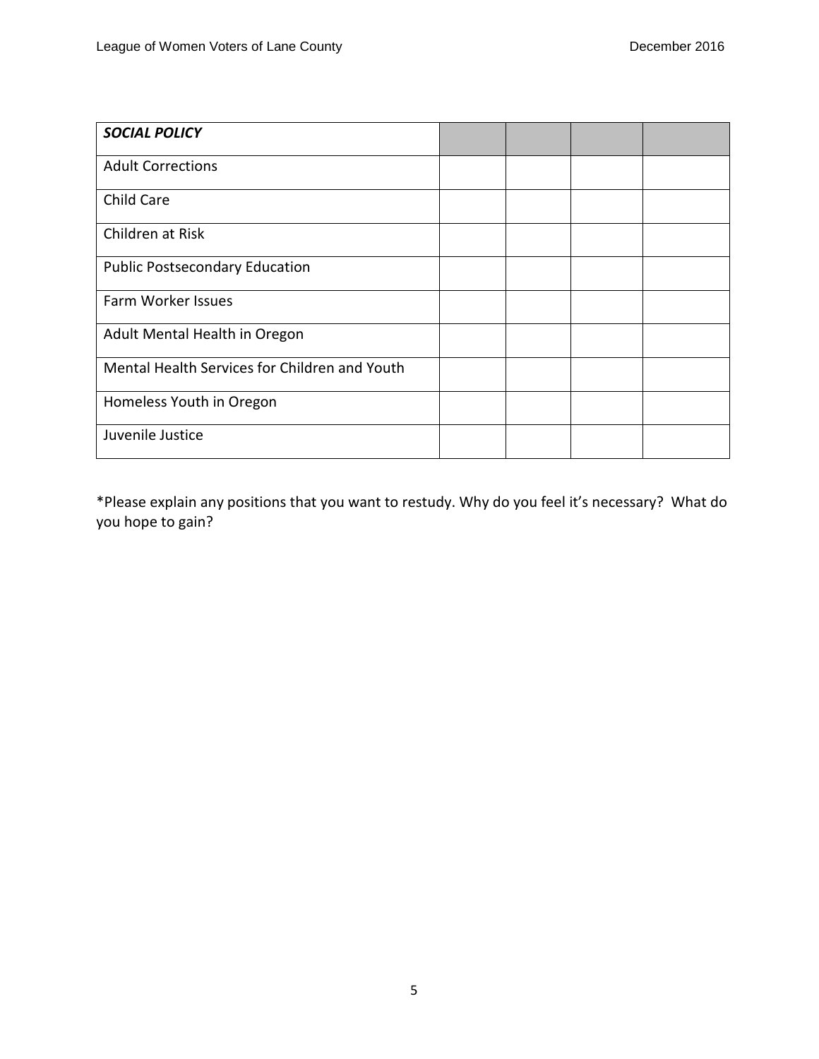| ***SOCIAL POLICY*** | | | | |
|---|---|---|---|---|
| Adult Corrections | | | | |
| Child Care | | | | |
| Children at Risk | | | | |
| Public Postsecondary Education | | | | |
| Farm Worker Issues | | | | |
| Adult Mental Health in Oregon | | | | |
| Mental Health Services for Children and Youth | | | | |
| Homeless Youth in Oregon | | | | |
| Juvenile Justice | | | | |

*Please explain any positions that you want to restudy. Why do you feel it's necessary? What do you hope to gain?